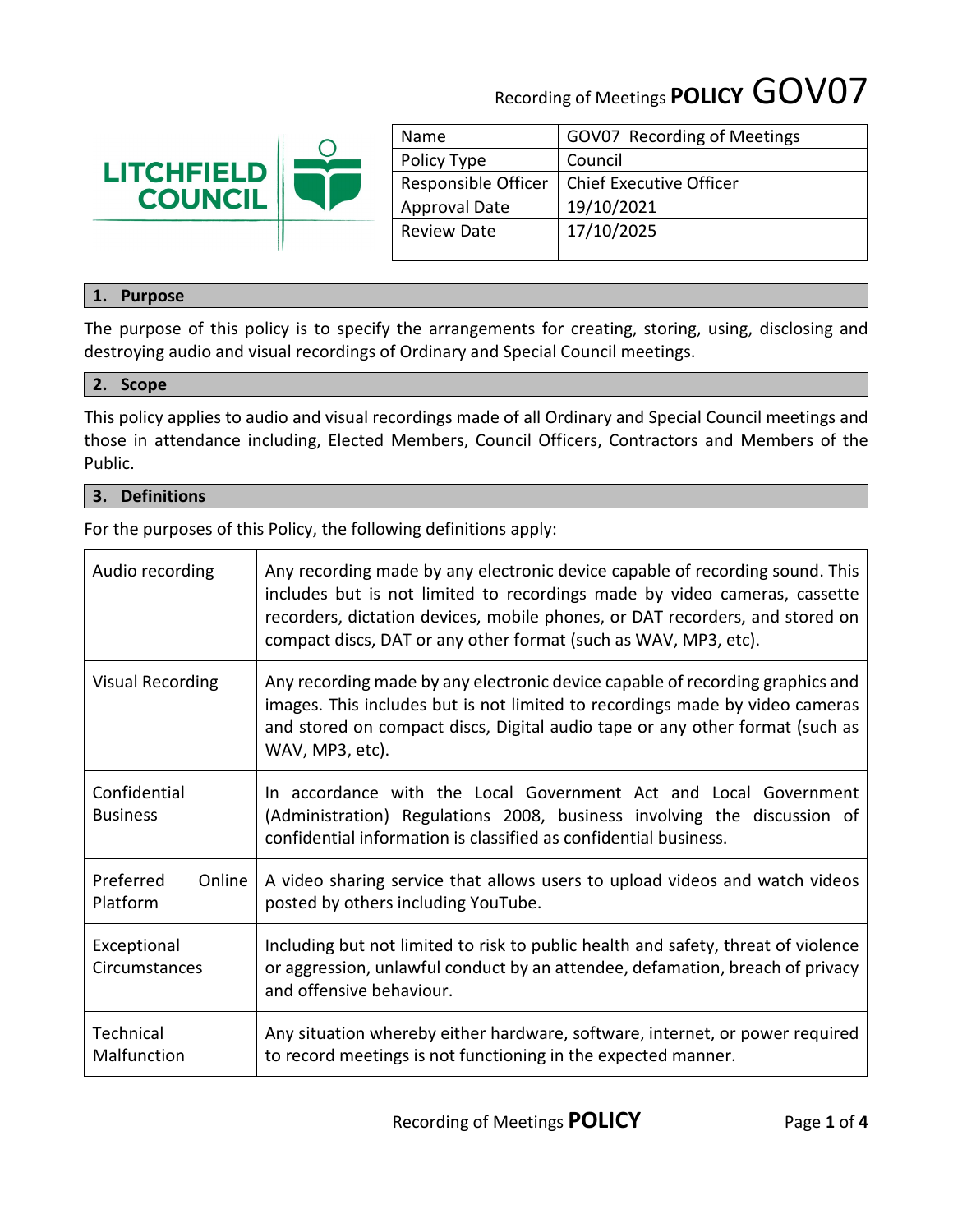# Recording of Meetings POLICY GOV07

LITCHFIELD COUNCIL

| Name | GOV07 Recording of Meetings |
|---|---|
| Policy Type | Council |
| Responsible Officer | Chief Executive Officer |
| Approval Date | 19/10/2021 |
| Review Date | 17/10/2025 |

## 1. Purpose

The purpose of this policy is to specify the arrangements for creating, storing, using, disclosing and destroying audio and visual recordings of Ordinary and Special Council meetings.

## 2. Scope

This policy applies to audio and visual recordings made of all Ordinary and Special Council meetings and those in attendance including, Elected Members, Council Officers, Contractors and Members of the Public.

## 3. Definitions

For the purposes of this Policy, the following definitions apply:

| Term | Definition |
|---|---|
| Audio recording | Any recording made by any electronic device capable of recording sound. This includes but is not limited to recordings made by video cameras, cassette recorders, dictation devices, mobile phones, or DAT recorders, and stored on compact discs, DAT or any other format (such as WAV, MP3, etc). |
| Visual Recording | Any recording made by any electronic device capable of recording graphics and images. This includes but is not limited to recordings made by video cameras and stored on compact discs, Digital audio tape or any other format (such as WAV, MP3, etc). |
| Confidential Business | In accordance with the Local Government Act and Local Government (Administration) Regulations 2008, business involving the discussion of confidential information is classified as confidential business. |
| Preferred Online Platform | A video sharing service that allows users to upload videos and watch videos posted by others including YouTube. |
| Exceptional Circumstances | Including but not limited to risk to public health and safety, threat of violence or aggression, unlawful conduct by an attendee, defamation, breach of privacy and offensive behaviour. |
| Technical Malfunction | Any situation whereby either hardware, software, internet, or power required to record meetings is not functioning in the expected manner. |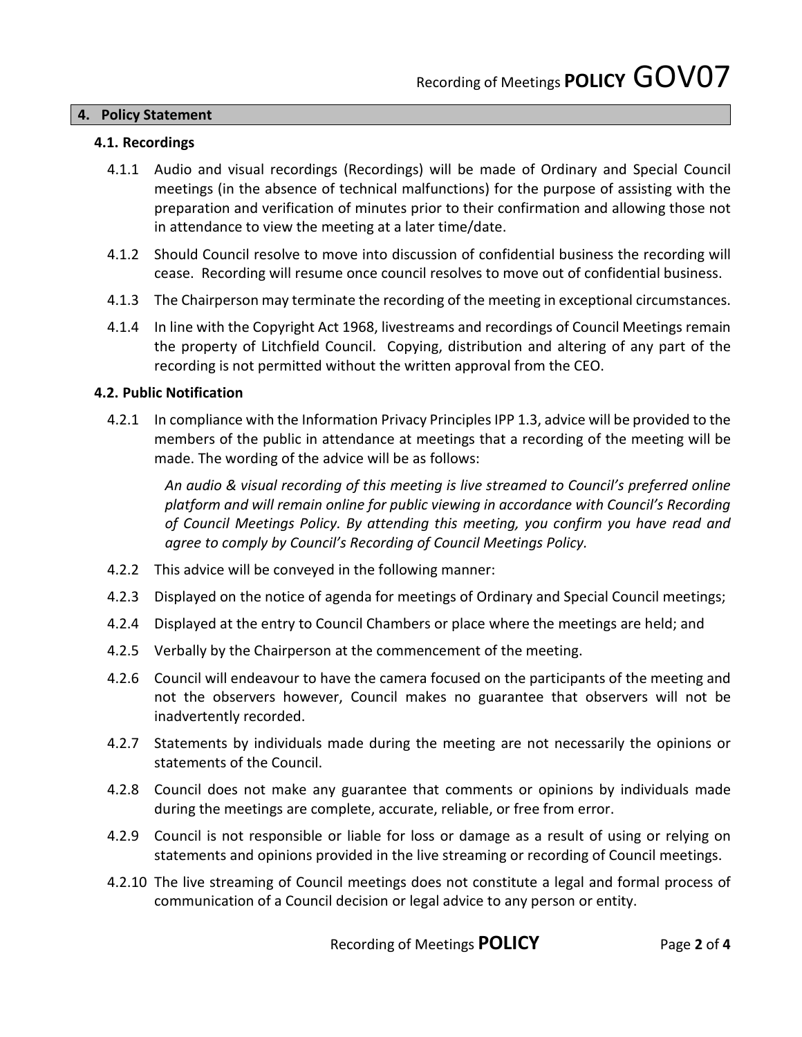## 4. Policy Statement

### 4.1. Recordings

4.1.1 Audio and visual recordings (Recordings) will be made of Ordinary and Special Council meetings (in the absence of technical malfunctions) for the purpose of assisting with the preparation and verification of minutes prior to their confirmation and allowing those not in attendance to view the meeting at a later time/date.

4.1.2 Should Council resolve to move into discussion of confidential business the recording will cease. Recording will resume once council resolves to move out of confidential business.

4.1.3 The Chairperson may terminate the recording of the meeting in exceptional circumstances.

4.1.4 In line with the Copyright Act 1968, livestreams and recordings of Council Meetings remain the property of Litchfield Council. Copying, distribution and altering of any part of the recording is not permitted without the written approval from the CEO.

### 4.2. Public Notification

4.2.1 In compliance with the Information Privacy Principles IPP 1.3, advice will be provided to the members of the public in attendance at meetings that a recording of the meeting will be made. The wording of the advice will be as follows:

> *An audio & visual recording of this meeting is live streamed to Council's preferred online platform and will remain online for public viewing in accordance with Council's Recording of Council Meetings Policy. By attending this meeting, you confirm you have read and agree to comply by Council's Recording of Council Meetings Policy.*

4.2.2 This advice will be conveyed in the following manner:

4.2.3 Displayed on the notice of agenda for meetings of Ordinary and Special Council meetings;

4.2.4 Displayed at the entry to Council Chambers or place where the meetings are held; and

4.2.5 Verbally by the Chairperson at the commencement of the meeting.

4.2.6 Council will endeavour to have the camera focused on the participants of the meeting and not the observers however, Council makes no guarantee that observers will not be inadvertently recorded.

4.2.7 Statements by individuals made during the meeting are not necessarily the opinions or statements of the Council.

4.2.8 Council does not make any guarantee that comments or opinions by individuals made during the meetings are complete, accurate, reliable, or free from error.

4.2.9 Council is not responsible or liable for loss or damage as a result of using or relying on statements and opinions provided in the live streaming or recording of Council meetings.

4.2.10 The live streaming of Council meetings does not constitute a legal and formal process of communication of a Council decision or legal advice to any person or entity.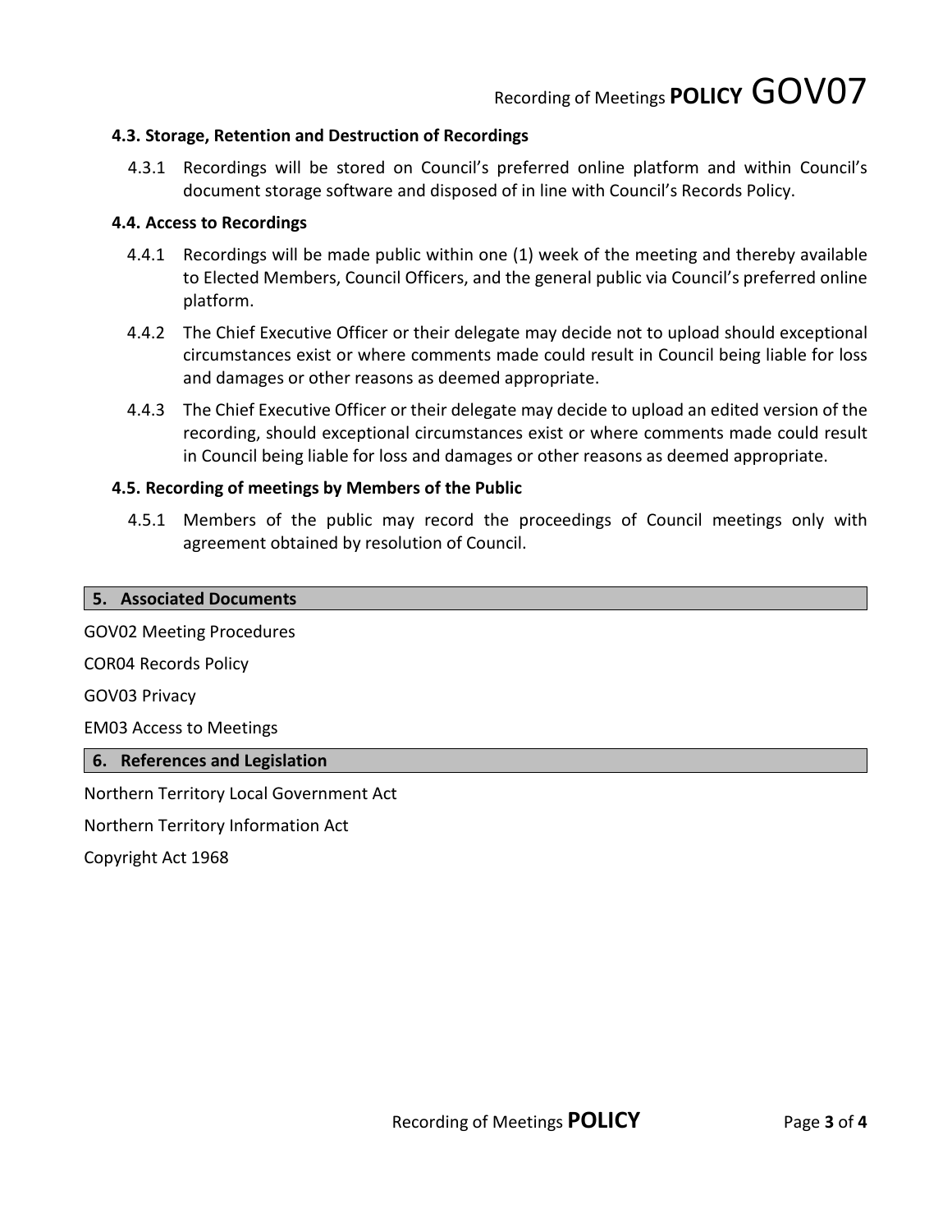### 4.3. Storage, Retention and Destruction of Recordings

4.3.1 Recordings will be stored on Council's preferred online platform and within Council's document storage software and disposed of in line with Council's Records Policy.

### 4.4. Access to Recordings

4.4.1 Recordings will be made public within one (1) week of the meeting and thereby available to Elected Members, Council Officers, and the general public via Council's preferred online platform.

4.4.2 The Chief Executive Officer or their delegate may decide not to upload should exceptional circumstances exist or where comments made could result in Council being liable for loss and damages or other reasons as deemed appropriate.

4.4.3 The Chief Executive Officer or their delegate may decide to upload an edited version of the recording, should exceptional circumstances exist or where comments made could result in Council being liable for loss and damages or other reasons as deemed appropriate.

### 4.5. Recording of meetings by Members of the Public

4.5.1 Members of the public may record the proceedings of Council meetings only with agreement obtained by resolution of Council.

## 5. Associated Documents

GOV02 Meeting Procedures

COR04 Records Policy

GOV03 Privacy

EM03 Access to Meetings

## 6. References and Legislation

Northern Territory Local Government Act

Northern Territory Information Act

Copyright Act 1968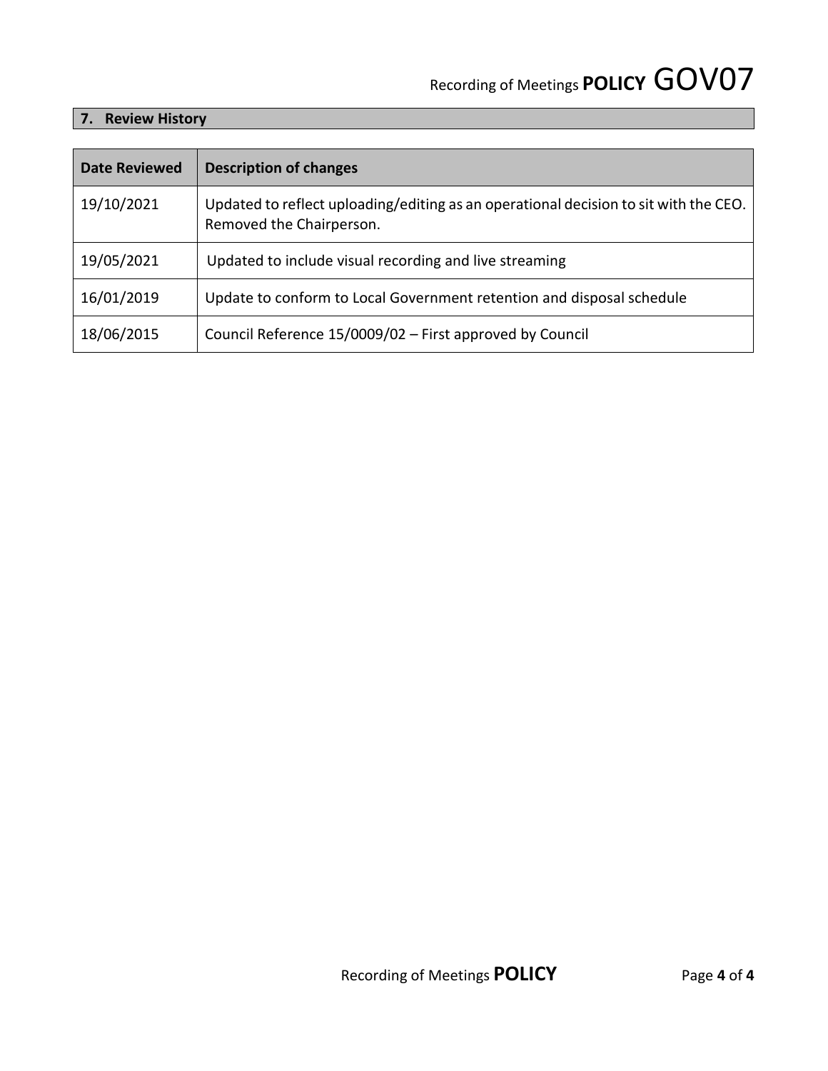## 7. Review History

| Date Reviewed | Description of changes |
|---|---|
| 19/10/2021 | Updated to reflect uploading/editing as an operational decision to sit with the CEO. Removed the Chairperson. |
| 19/05/2021 | Updated to include visual recording and live streaming |
| 16/01/2019 | Update to conform to Local Government retention and disposal schedule |
| 18/06/2015 | Council Reference 15/0009/02 – First approved by Council |